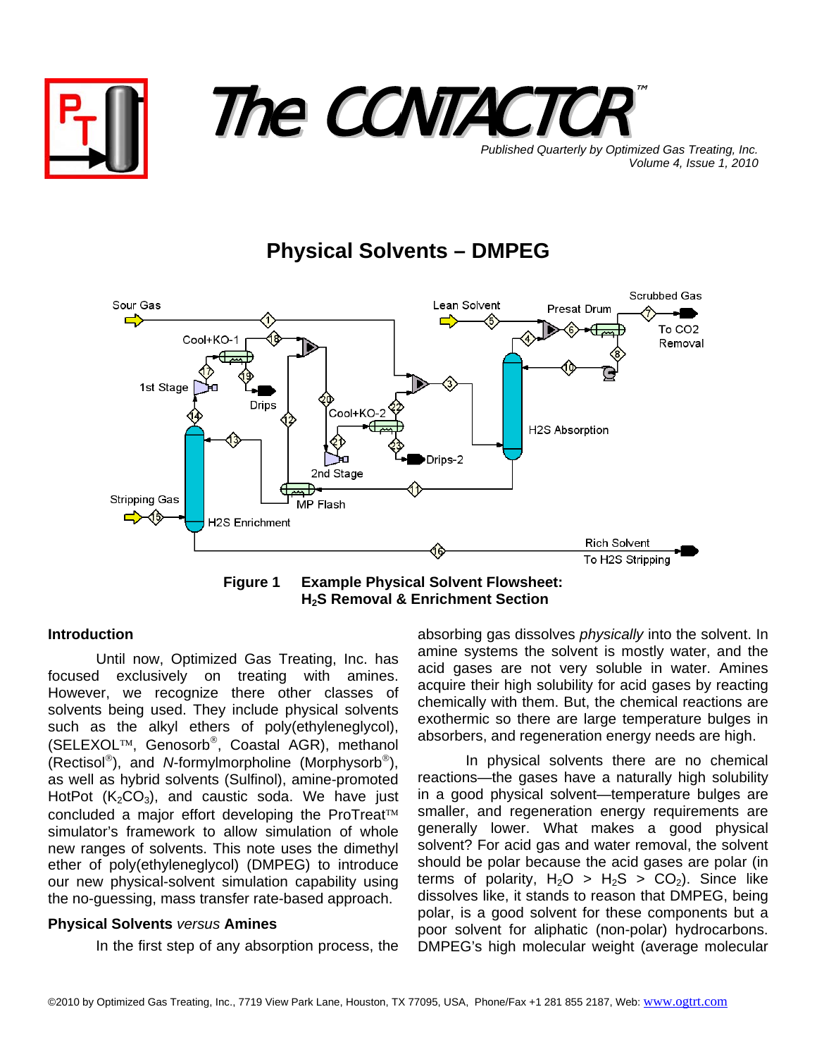# The CONTACTOR™

*Published Quarterly by Optimized Gas Treating, Inc.*
*Volume 4, Issue 1, 2010*

## Physical Solvents – DMPEG

**Figure 1 Example Physical Solvent Flowsheet: $H_2S$ Removal & Enrichment Section**

### Introduction

Until now, Optimized Gas Treating, Inc. has focused exclusively on treating with amines. However, we recognize there other classes of solvents being used. They include physical solvents such as the alkyl ethers of poly(ethyleneglycol), (SELEXOL™, Genosorb®, Coastal AGR), methanol (Rectisol®), and *N*-formylmorpholine (Morphysorb®), as well as hybrid solvents (Sulfinol), amine-promoted HotPot ($K_2CO_3$), and caustic soda. We have just concluded a major effort developing the ProTreat™ simulator's framework to allow simulation of whole new ranges of solvents. This note uses the dimethyl ether of poly(ethyleneglycol) (DMPEG) to introduce our new physical-solvent simulation capability using the no-guessing, mass transfer rate-based approach.

### Physical Solvents *versus* Amines

In the first step of any absorption process, the absorbing gas dissolves *physically* into the solvent. In amine systems the solvent is mostly water, and the acid gases are not very soluble in water. Amines acquire their high solubility for acid gases by reacting chemically with them. But, the chemical reactions are exothermic so there are large temperature bulges in absorbers, and regeneration energy needs are high.

In physical solvents there are no chemical reactions—the gases have a naturally high solubility in a good physical solvent—temperature bulges are smaller, and regeneration energy requirements are generally lower. What makes a good physical solvent? For acid gas and water removal, the solvent should be polar because the acid gases are polar (in terms of polarity, $H_2O$ > $H_2S$ > $CO_2$). Since like dissolves like, it stands to reason that DMPEG, being polar, is a good solvent for these components but a poor solvent for aliphatic (non-polar) hydrocarbons. DMPEG's high molecular weight (average molecular

©2010 by Optimized Gas Treating, Inc., 7719 View Park Lane, Houston, TX 77095, USA, Phone/Fax +1 281 855 2187, Web: www.ogtrt.com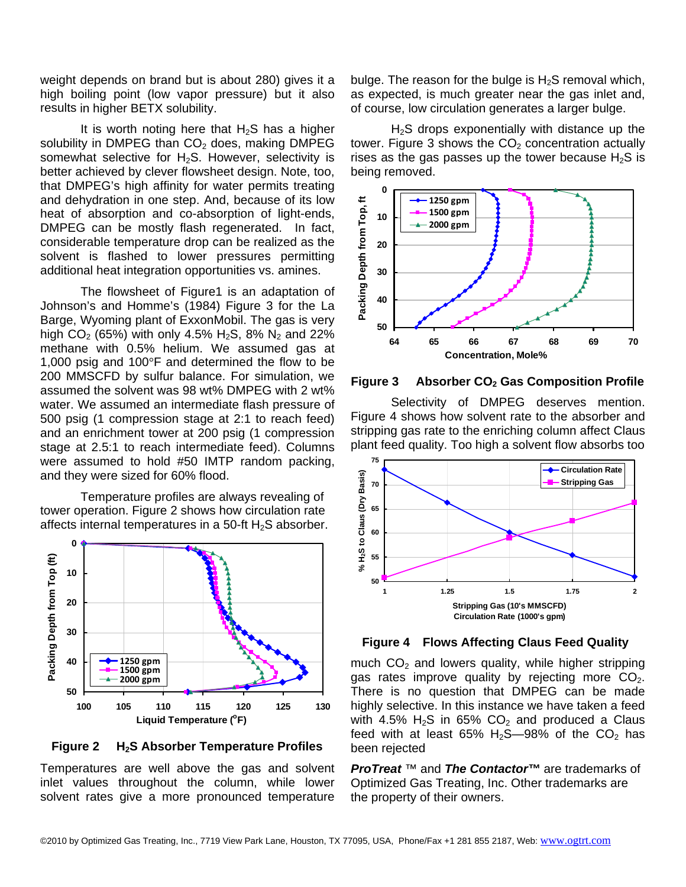weight depends on brand but is about 280) gives it a high boiling point (low vapor pressure) but it also results in higher BETX solubility.

It is worth noting here that $H_2S$ has a higher solubility in DMPEG than $CO_2$ does, making DMPEG somewhat selective for $H_2S$. However, selectivity is better achieved by clever flowsheet design. Note, too, that DMPEG's high affinity for water permits treating and dehydration in one step. And, because of its low heat of absorption and co-absorption of light-ends, DMPEG can be mostly flash regenerated. In fact, considerable temperature drop can be realized as the solvent is flashed to lower pressures permitting additional heat integration opportunities vs. amines.

The flowsheet of Figure1 is an adaptation of Johnson's and Homme's (1984) Figure 3 for the La Barge, Wyoming plant of ExxonMobil. The gas is very high $CO_2$ (65%) with only 4.5% $H_2S$, 8% $N_2$ and 22% methane with 0.5% helium. We assumed gas at 1,000 psig and 100°F and determined the flow to be 200 MMSCFD by sulfur balance. For simulation, we assumed the solvent was 98 wt% DMPEG with 2 wt% water. We assumed an intermediate flash pressure of 500 psig (1 compression stage at 2:1 to reach feed) and an enrichment tower at 200 psig (1 compression stage at 2.5:1 to reach intermediate feed). Columns were assumed to hold #50 IMTP random packing, and they were sized for 60% flood.

Temperature profiles are always revealing of tower operation. Figure 2 shows how circulation rate affects internal temperatures in a 50-ft $H_2S$ absorber.

Packing Depth from Top (ft)
0
10
20
30
40
50
100
105
110
115
120
125
130
Liquid Temperature (°F)
1250 gpm
1500 gpm
2000 gpm

**Figure 2 $H_2S$ Absorber Temperature Profiles**

Temperatures are well above the gas and solvent inlet values throughout the column, while lower solvent rates give a more pronounced temperature bulge. The reason for the bulge is $H_2S$ removal which, as expected, is much greater near the gas inlet and, of course, low circulation generates a larger bulge.

$H_2S$ drops exponentially with distance up the tower. Figure 3 shows the $CO_2$ concentration actually rises as the gas passes up the tower because $H_2S$ is being removed.

Packing Depth from Top, ft
0
10
20
30
40
50
64
65
66
67
68
69
70
Concentration, Mole%
1250 gpm
1500 gpm
2000 gpm

**Figure 3 Absorber $CO_2$ Gas Composition Profile**

Selectivity of DMPEG deserves mention. Figure 4 shows how solvent rate to the absorber and stripping gas rate to the enriching column affect Claus plant feed quality. Too high a solvent flow absorbs too much $CO_2$ and lowers quality, while higher stripping gas rates improve quality by rejecting more $CO_2$. There is no question that DMPEG can be made highly selective. In this instance we have taken a feed with 4.5% $H_2S$ in 65% $CO_2$ and produced a Claus feed with at least 65% $H_2S$—98% of the $CO_2$ has been rejected

% $H_2S$ to Claus (Dry Basis)
75
70
65
60
55
50
1
1.25
1.5
1.75
2
Stripping Gas (10's MMSCFD)
Circulation Rate (1000's gpm)
Circulation Rate
Stripping Gas

**Figure 4 Flows Affecting Claus Feed Quality**

***ProTreat*** ™ and ***The Contactor™*** are trademarks of Optimized Gas Treating, Inc. Other trademarks are the property of their owners.

©2010 by Optimized Gas Treating, Inc., 7719 View Park Lane, Houston, TX 77095, USA, Phone/Fax +1 281 855 2187, Web: www.ogtrt.com